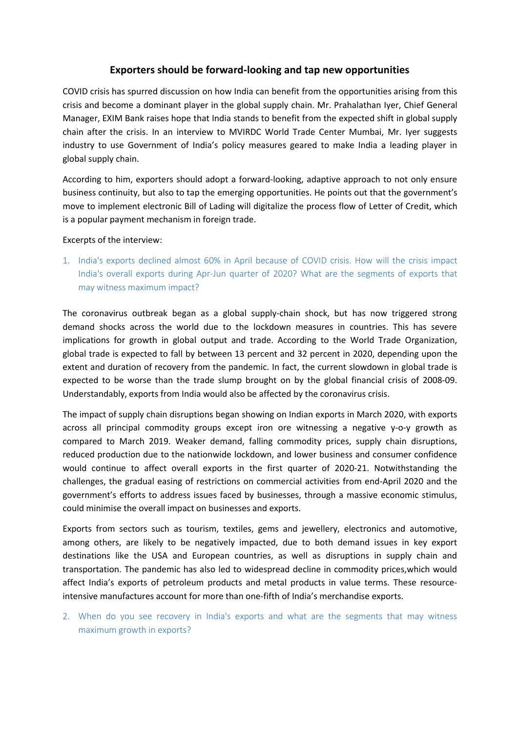# Exporters should be forward-looking and tap new opportunities

COVID crisis has spurred discussion on how India can benefit from the opportunities arising from this crisis and become a dominant player in the global supply chain. Mr. Prahalathan Iyer, Chief General Manager, EXIM Bank raises hope that India stands to benefit from the expected shift in global supply chain after the crisis. In an interview to MVIRDC World Trade Center Mumbai, Mr. Iyer suggests industry to use Government of India's policy measures geared to make India a leading player in global supply chain.

According to him, exporters should adopt a forward-looking, adaptive approach to not only ensure business continuity, but also to tap the emerging opportunities. He points out that the government's move to implement electronic Bill of Lading will digitalize the process flow of Letter of Credit, which is a popular payment mechanism in foreign trade.

Excerpts of the interview:

1. India's exports declined almost 60% in April because of COVID crisis. How will the crisis impact India's overall exports during Apr-Jun quarter of 2020? What are the segments of exports that may witness maximum impact?

The coronavirus outbreak began as a global supply-chain shock, but has now triggered strong demand shocks across the world due to the lockdown measures in countries. This has severe implications for growth in global output and trade. According to the World Trade Organization, global trade is expected to fall by between 13 percent and 32 percent in 2020, depending upon the extent and duration of recovery from the pandemic. In fact, the current slowdown in global trade is expected to be worse than the trade slump brought on by the global financial crisis of 2008-09. Understandably, exports from India would also be affected by the coronavirus crisis.

The impact of supply chain disruptions began showing on Indian exports in March 2020, with exports across all principal commodity groups except iron ore witnessing a negative y-o-y growth as compared to March 2019. Weaker demand, falling commodity prices, supply chain disruptions, reduced production due to the nationwide lockdown, and lower business and consumer confidence would continue to affect overall exports in the first quarter of 2020-21. Notwithstanding the challenges, the gradual easing of restrictions on commercial activities from end-April 2020 and the government's efforts to address issues faced by businesses, through a massive economic stimulus, could minimise the overall impact on businesses and exports.

Exports from sectors such as tourism, textiles, gems and jewellery, electronics and automotive, among others, are likely to be negatively impacted, due to both demand issues in key export destinations like the USA and European countries, as well as disruptions in supply chain and transportation. The pandemic has also led to widespread decline in commodity prices,which would affect India's exports of petroleum products and metal products in value terms. These resource-intensive manufactures account for more than one-fifth of India's merchandise exports.

2. When do you see recovery in India's exports and what are the segments that may witness maximum growth in exports?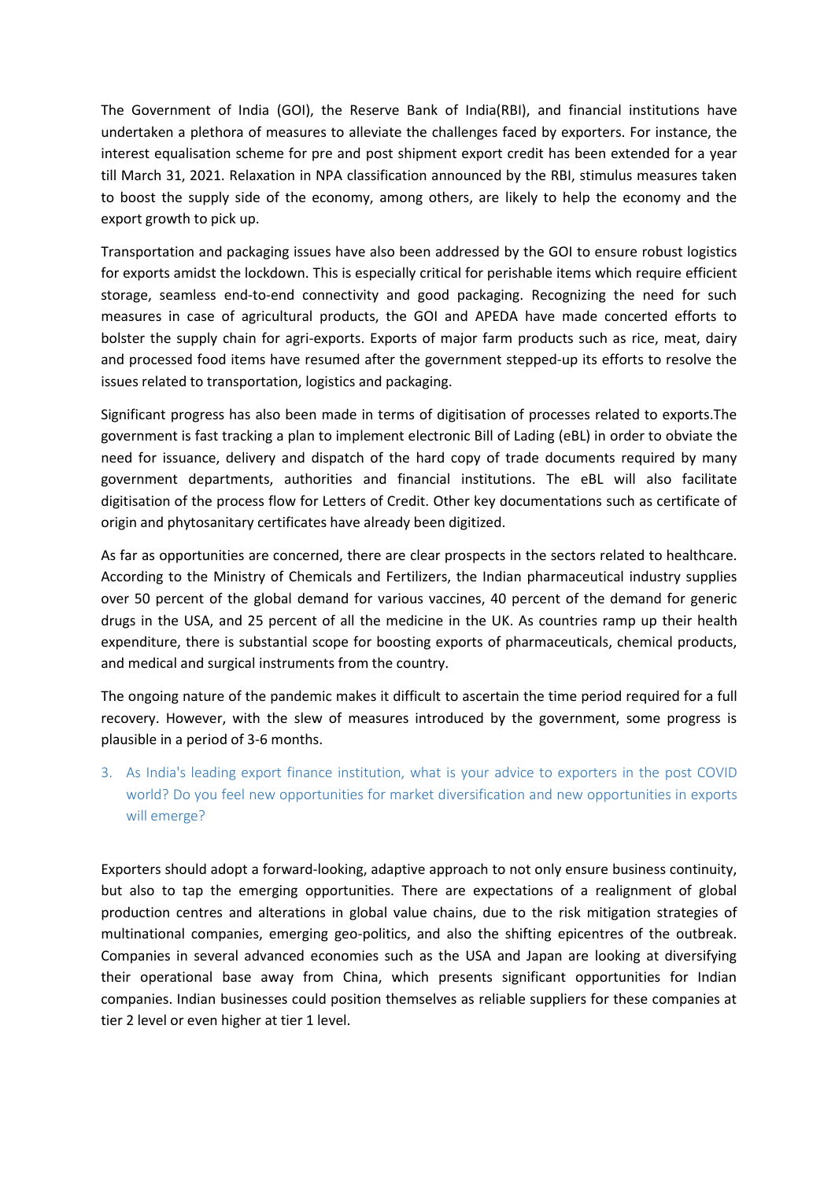The Government of India (GOI), the Reserve Bank of India(RBI), and financial institutions have undertaken a plethora of measures to alleviate the challenges faced by exporters. For instance, the interest equalisation scheme for pre and post shipment export credit has been extended for a year till March 31, 2021. Relaxation in NPA classification announced by the RBI, stimulus measures taken to boost the supply side of the economy, among others, are likely to help the economy and the export growth to pick up.

Transportation and packaging issues have also been addressed by the GOI to ensure robust logistics for exports amidst the lockdown. This is especially critical for perishable items which require efficient storage, seamless end-to-end connectivity and good packaging. Recognizing the need for such measures in case of agricultural products, the GOI and APEDA have made concerted efforts to bolster the supply chain for agri-exports. Exports of major farm products such as rice, meat, dairy and processed food items have resumed after the government stepped-up its efforts to resolve the issues related to transportation, logistics and packaging.

Significant progress has also been made in terms of digitisation of processes related to exports.The government is fast tracking a plan to implement electronic Bill of Lading (eBL) in order to obviate the need for issuance, delivery and dispatch of the hard copy of trade documents required by many government departments, authorities and financial institutions. The eBL will also facilitate digitisation of the process flow for Letters of Credit. Other key documentations such as certificate of origin and phytosanitary certificates have already been digitized.

As far as opportunities are concerned, there are clear prospects in the sectors related to healthcare. According to the Ministry of Chemicals and Fertilizers, the Indian pharmaceutical industry supplies over 50 percent of the global demand for various vaccines, 40 percent of the demand for generic drugs in the USA, and 25 percent of all the medicine in the UK. As countries ramp up their health expenditure, there is substantial scope for boosting exports of pharmaceuticals, chemical products, and medical and surgical instruments from the country.

The ongoing nature of the pandemic makes it difficult to ascertain the time period required for a full recovery. However, with the slew of measures introduced by the government, some progress is plausible in a period of 3-6 months.

3. As India's leading export finance institution, what is your advice to exporters in the post COVID world? Do you feel new opportunities for market diversification and new opportunities in exports will emerge?

Exporters should adopt a forward-looking, adaptive approach to not only ensure business continuity, but also to tap the emerging opportunities. There are expectations of a realignment of global production centres and alterations in global value chains, due to the risk mitigation strategies of multinational companies, emerging geo-politics, and also the shifting epicentres of the outbreak. Companies in several advanced economies such as the USA and Japan are looking at diversifying their operational base away from China, which presents significant opportunities for Indian companies. Indian businesses could position themselves as reliable suppliers for these companies at tier 2 level or even higher at tier 1 level.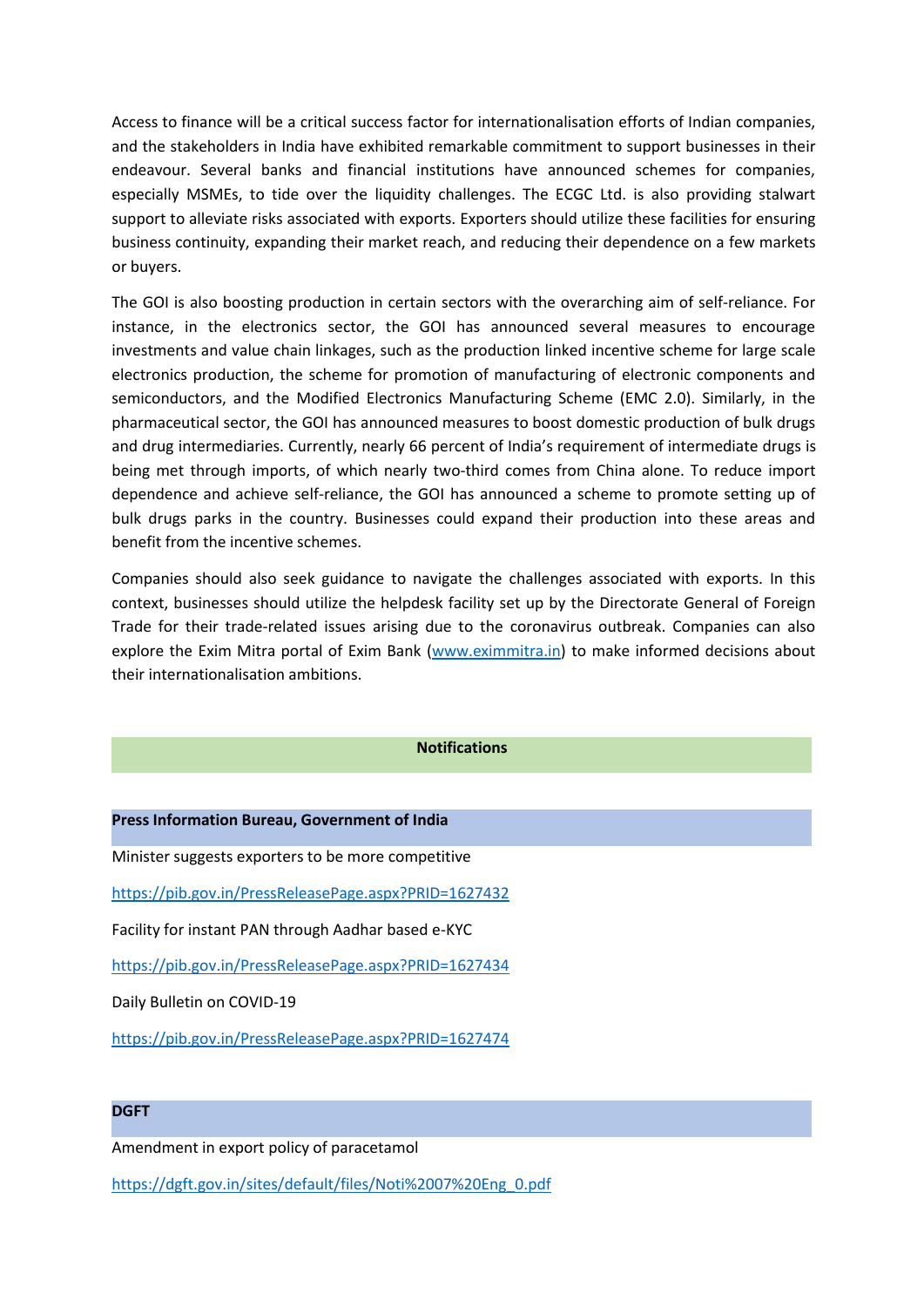Access to finance will be a critical success factor for internationalisation efforts of Indian companies, and the stakeholders in India have exhibited remarkable commitment to support businesses in their endeavour. Several banks and financial institutions have announced schemes for companies, especially MSMEs, to tide over the liquidity challenges. The ECGC Ltd. is also providing stalwart support to alleviate risks associated with exports. Exporters should utilize these facilities for ensuring business continuity, expanding their market reach, and reducing their dependence on a few markets or buyers.

The GOI is also boosting production in certain sectors with the overarching aim of self-reliance. For instance, in the electronics sector, the GOI has announced several measures to encourage investments and value chain linkages, such as the production linked incentive scheme for large scale electronics production, the scheme for promotion of manufacturing of electronic components and semiconductors, and the Modified Electronics Manufacturing Scheme (EMC 2.0). Similarly, in the pharmaceutical sector, the GOI has announced measures to boost domestic production of bulk drugs and drug intermediaries. Currently, nearly 66 percent of India's requirement of intermediate drugs is being met through imports, of which nearly two-third comes from China alone. To reduce import dependence and achieve self-reliance, the GOI has announced a scheme to promote setting up of bulk drugs parks in the country. Businesses could expand their production into these areas and benefit from the incentive schemes.

Companies should also seek guidance to navigate the challenges associated with exports. In this context, businesses should utilize the helpdesk facility set up by the Directorate General of Foreign Trade for their trade-related issues arising due to the coronavirus outbreak. Companies can also explore the Exim Mitra portal of Exim Bank ([www.eximmitra.in](www.eximmitra.in)) to make informed decisions about their internationalisation ambitions.

## Notifications

### Press Information Bureau, Government of India

Minister suggests exporters to be more competitive

https://pib.gov.in/PressReleasePage.aspx?PRID=1627432

Facility for instant PAN through Aadhar based e-KYC

https://pib.gov.in/PressReleasePage.aspx?PRID=1627434

Daily Bulletin on COVID-19

https://pib.gov.in/PressReleasePage.aspx?PRID=1627474

### DGFT

Amendment in export policy of paracetamol

https://dgft.gov.in/sites/default/files/Noti%2007%20Eng_0.pdf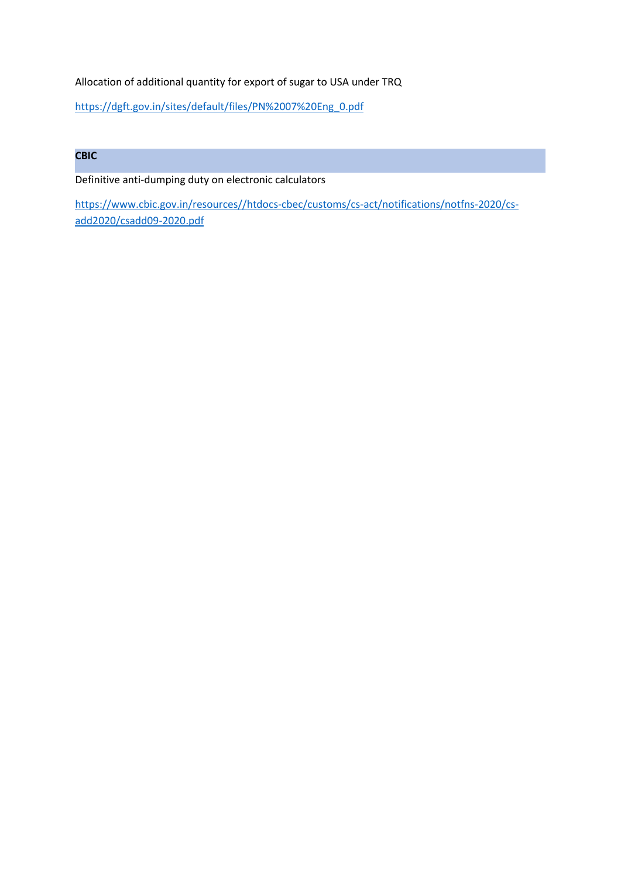Allocation of additional quantity for export of sugar to USA under TRQ

https://dgft.gov.in/sites/default/files/PN%2007%20Eng_0.pdf

**CBIC**

Definitive anti-dumping duty on electronic calculators

https://www.cbic.gov.in/resources//htdocs-cbec/customs/cs-act/notifications/notfns-2020/cs-add2020/csadd09-2020.pdf